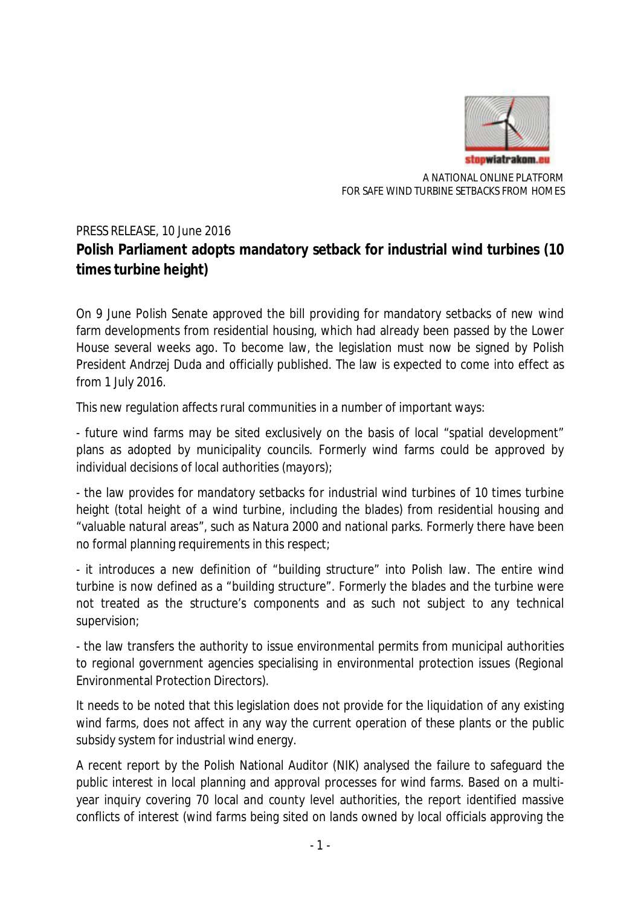stopwiatrakom.eu

A NATIONAL ONLINE PLATFORM
FOR SAFE WIND TURBINE SETBACKS FROM HOMES

PRESS RELEASE, 10 June 2016

**Polish Parliament adopts mandatory setback for industrial wind turbines (10 times turbine height)**

On 9 June Polish Senate approved the bill providing for mandatory setbacks of new wind farm developments from residential housing, which had already been passed by the Lower House several weeks ago. To become law, the legislation must now be signed by Polish President Andrzej Duda and officially published. The law is expected to come into effect as from 1 July 2016.

This new regulation affects rural communities in a number of important ways:

- future wind farms may be sited exclusively on the basis of local "spatial development" plans as adopted by municipality councils. Formerly wind farms could be approved by individual decisions of local authorities (mayors);

- the law provides for mandatory setbacks for industrial wind turbines of 10 times turbine height (total height of a wind turbine, including the blades) from residential housing and "valuable natural areas", such as Natura 2000 and national parks. Formerly there have been no formal planning requirements in this respect;

- it introduces a new definition of "building structure" into Polish law. The entire wind turbine is now defined as a "building structure". Formerly the blades and the turbine were not treated as the structure's components and as such not subject to any technical supervision;

- the law transfers the authority to issue environmental permits from municipal authorities to regional government agencies specialising in environmental protection issues (Regional Environmental Protection Directors).

It needs to be noted that this legislation does not provide for the liquidation of any existing wind farms, does not affect in any way the current operation of these plants or the public subsidy system for industrial wind energy.

A recent report by the Polish National Auditor (NIK) analysed the failure to safeguard the public interest in local planning and approval processes for wind farms. Based on a multi-year inquiry covering 70 local and county level authorities, the report identified massive conflicts of interest (wind farms being sited on lands owned by local officials approving the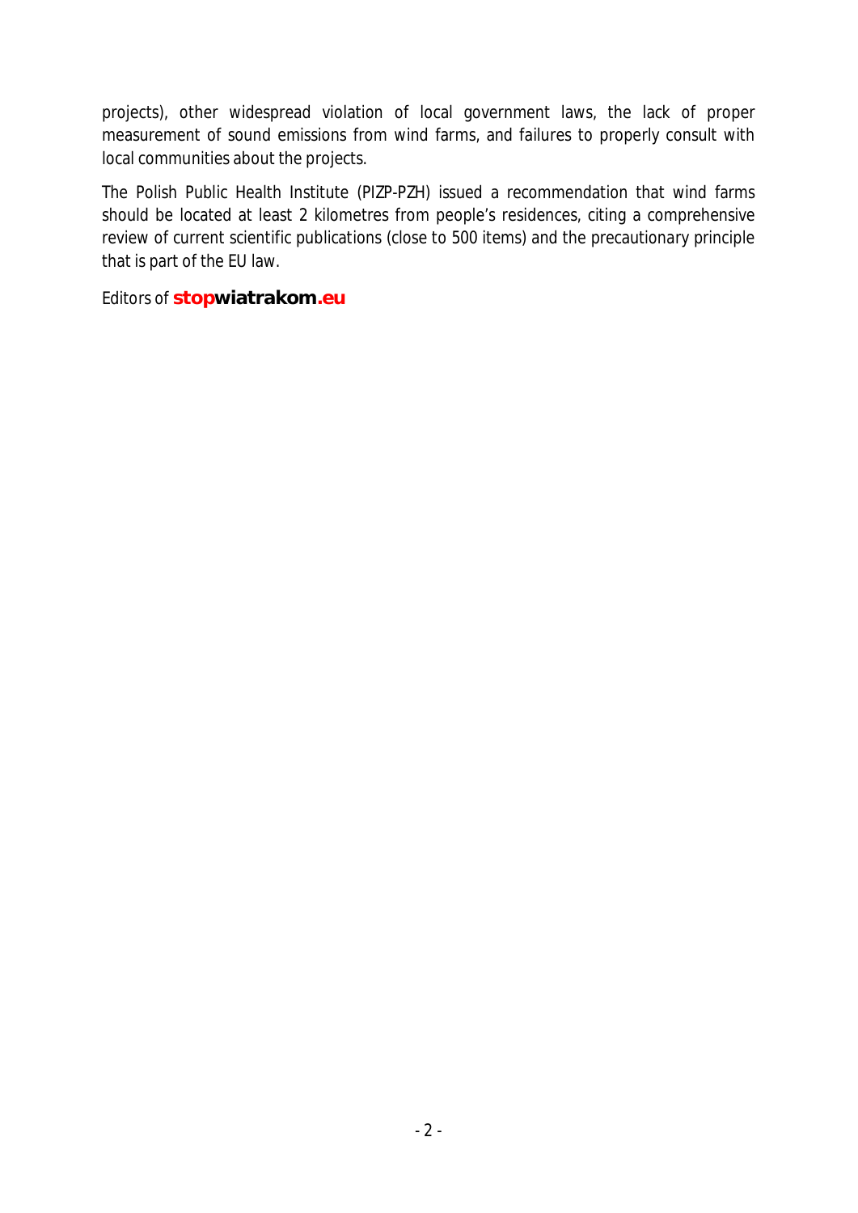projects), other widespread violation of local government laws, the lack of proper measurement of sound emissions from wind farms, and failures to properly consult with local communities about the projects.

The Polish Public Health Institute (PIZP-PZH) issued a recommendation that wind farms should be located at least 2 kilometres from people's residences, citing a comprehensive review of current scientific publications (close to 500 items) and the precautionary principle that is part of the EU law.

Editors of **stopwiatrakom.eu**